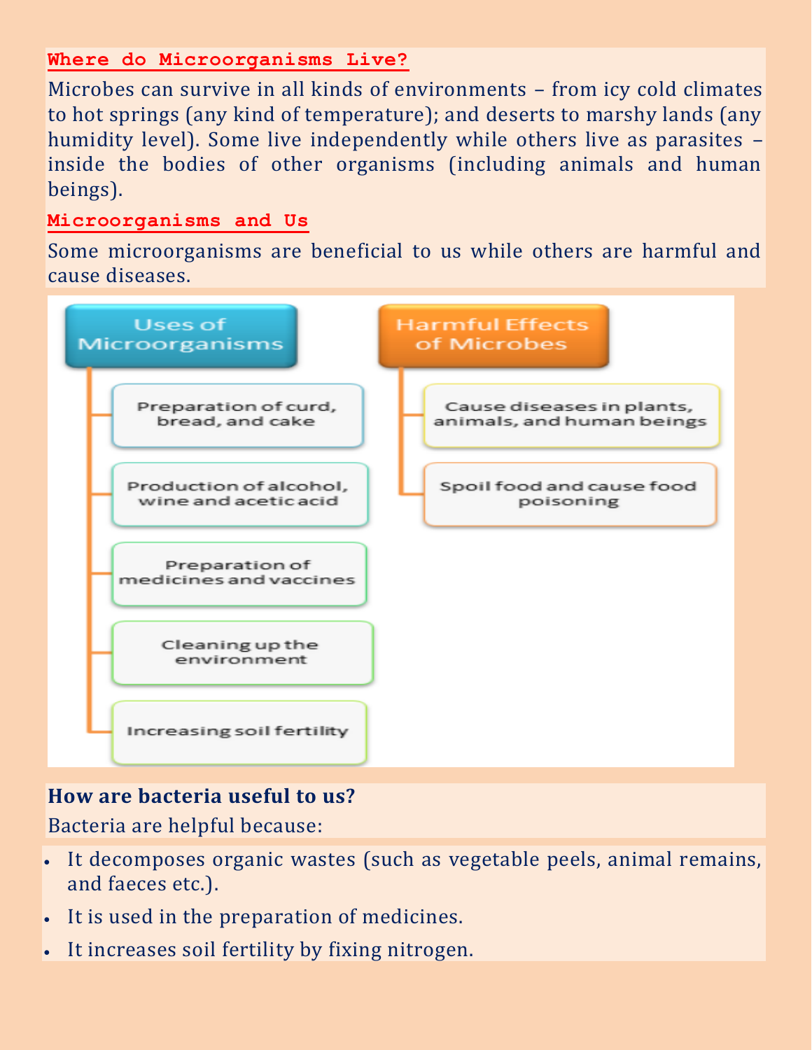## Where do Microorganisms Live?

Microbes can survive in all kinds of environments – from icy cold climates to hot springs (any kind of temperature); and deserts to marshy lands (any humidity level). Some live independently while others live as parasites – inside the bodies of other organisms (including animals and human beings).

## Microorganisms and Us

Some microorganisms are beneficial to us while others are harmful and cause diseases.

**Uses of Microorganisms**

- Preparation of curd, bread, and cake
- Production of alcohol, wine and acetic acid
- Preparation of medicines and vaccines
- Cleaning up the environment
- Increasing soil fertility

**Harmful Effects of Microbes**

- Cause diseases in plants, animals, and human beings
- Spoil food and cause food poisoning

### How are bacteria useful to us?

Bacteria are helpful because:

- It decomposes organic wastes (such as vegetable peels, animal remains, and faeces etc.).
- It is used in the preparation of medicines.
- It increases soil fertility by fixing nitrogen.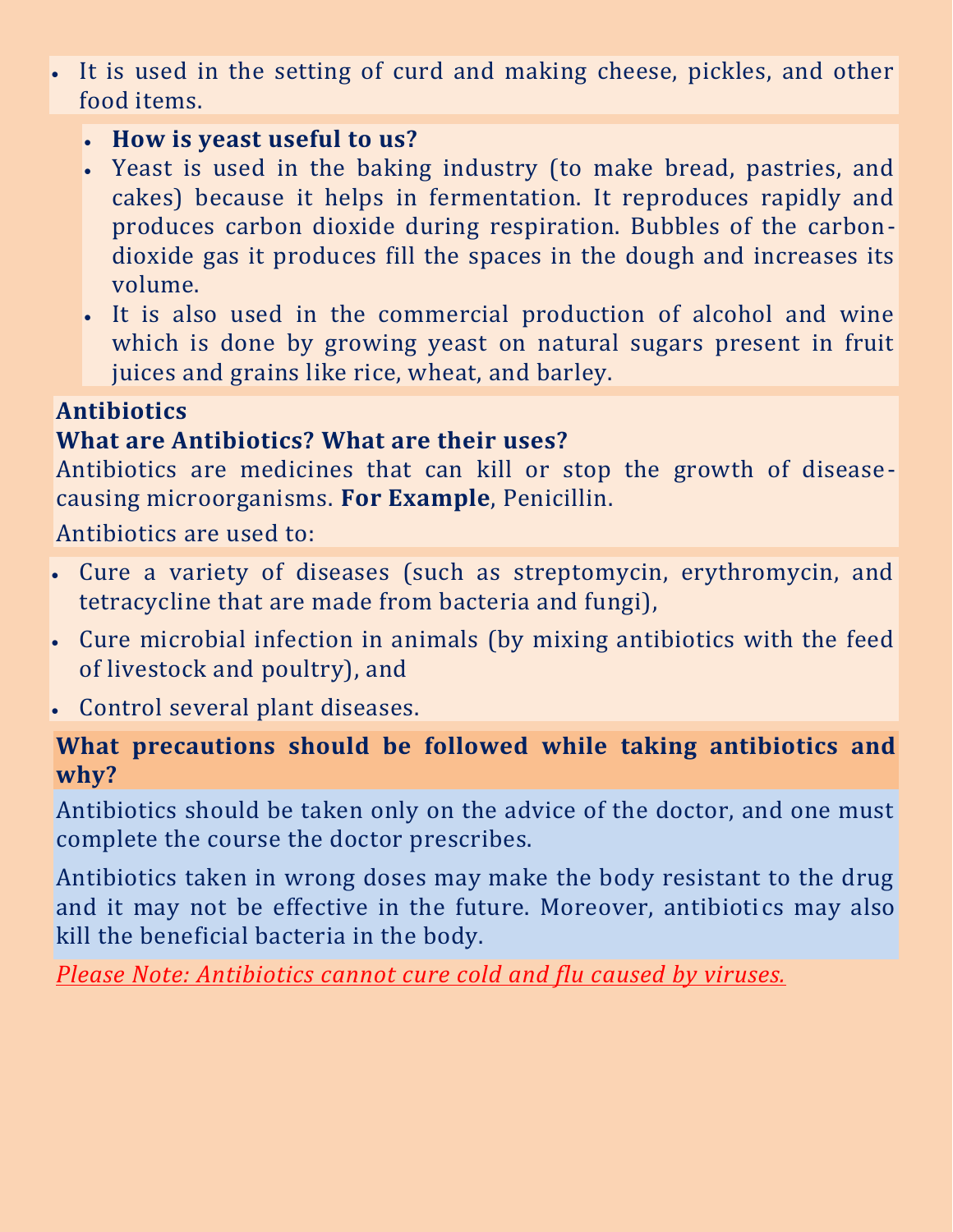- It is used in the setting of curd and making cheese, pickles, and other food items.

  - **How is yeast useful to us?**
  - Yeast is used in the baking industry (to make bread, pastries, and cakes) because it helps in fermentation. It reproduces rapidly and produces carbon dioxide during respiration. Bubbles of the carbon-dioxide gas it produces fill the spaces in the dough and increases its volume.
  - It is also used in the commercial production of alcohol and wine which is done by growing yeast on natural sugars present in fruit juices and grains like rice, wheat, and barley.

**Antibiotics**

**What are Antibiotics? What are their uses?**

Antibiotics are medicines that can kill or stop the growth of disease-causing microorganisms. **For Example**, Penicillin.

Antibiotics are used to:

- Cure a variety of diseases (such as streptomycin, erythromycin, and tetracycline that are made from bacteria and fungi),
- Cure microbial infection in animals (by mixing antibiotics with the feed of livestock and poultry), and
- Control several plant diseases.

**What precautions should be followed while taking antibiotics and why?**

Antibiotics should be taken only on the advice of the doctor, and one must complete the course the doctor prescribes.

Antibiotics taken in wrong doses may make the body resistant to the drug and it may not be effective in the future. Moreover, antibiotics may also kill the beneficial bacteria in the body.

*Please Note: Antibiotics cannot cure cold and flu caused by viruses.*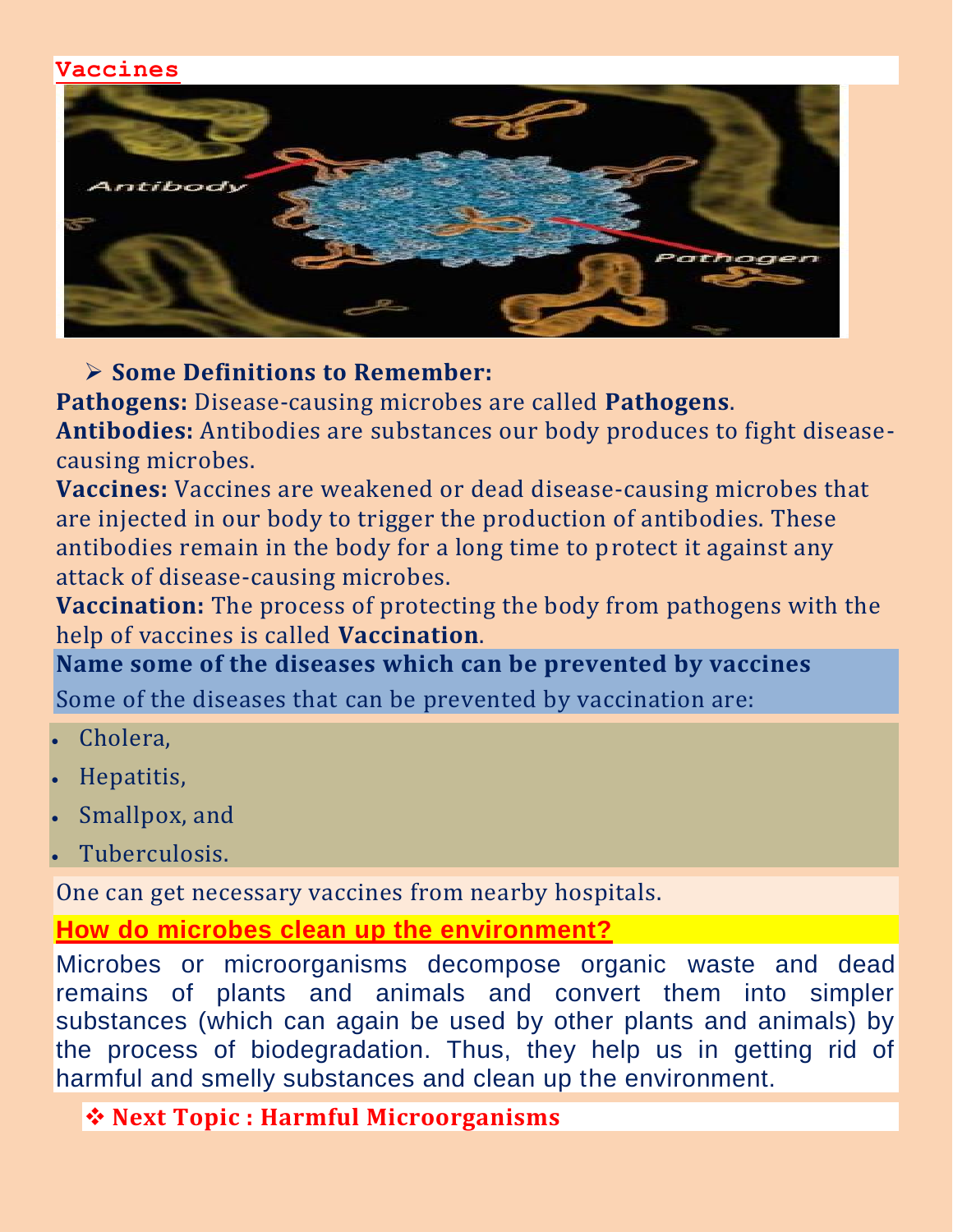## Vaccines

- **Some Definitions to Remember:**

**Pathogens:** Disease-causing microbes are called **Pathogens**.

**Antibodies:** Antibodies are substances our body produces to fight disease-causing microbes.

**Vaccines:** Vaccines are weakened or dead disease-causing microbes that are injected in our body to trigger the production of antibodies. These antibodies remain in the body for a long time to protect it against any attack of disease-causing microbes.

**Vaccination:** The process of protecting the body from pathogens with the help of vaccines is called **Vaccination**.

**Name some of the diseases which can be prevented by vaccines**

Some of the diseases that can be prevented by vaccination are:

- Cholera,
- Hepatitis,
- Smallpox, and
- Tuberculosis.

One can get necessary vaccines from nearby hospitals.

## How do microbes clean up the environment?

Microbes or microorganisms decompose organic waste and dead remains of plants and animals and convert them into simpler substances (which can again be used by other plants and animals) by the process of biodegradation. Thus, they help us in getting rid of harmful and smelly substances and clean up the environment.

- **Next Topic : Harmful Microorganisms**